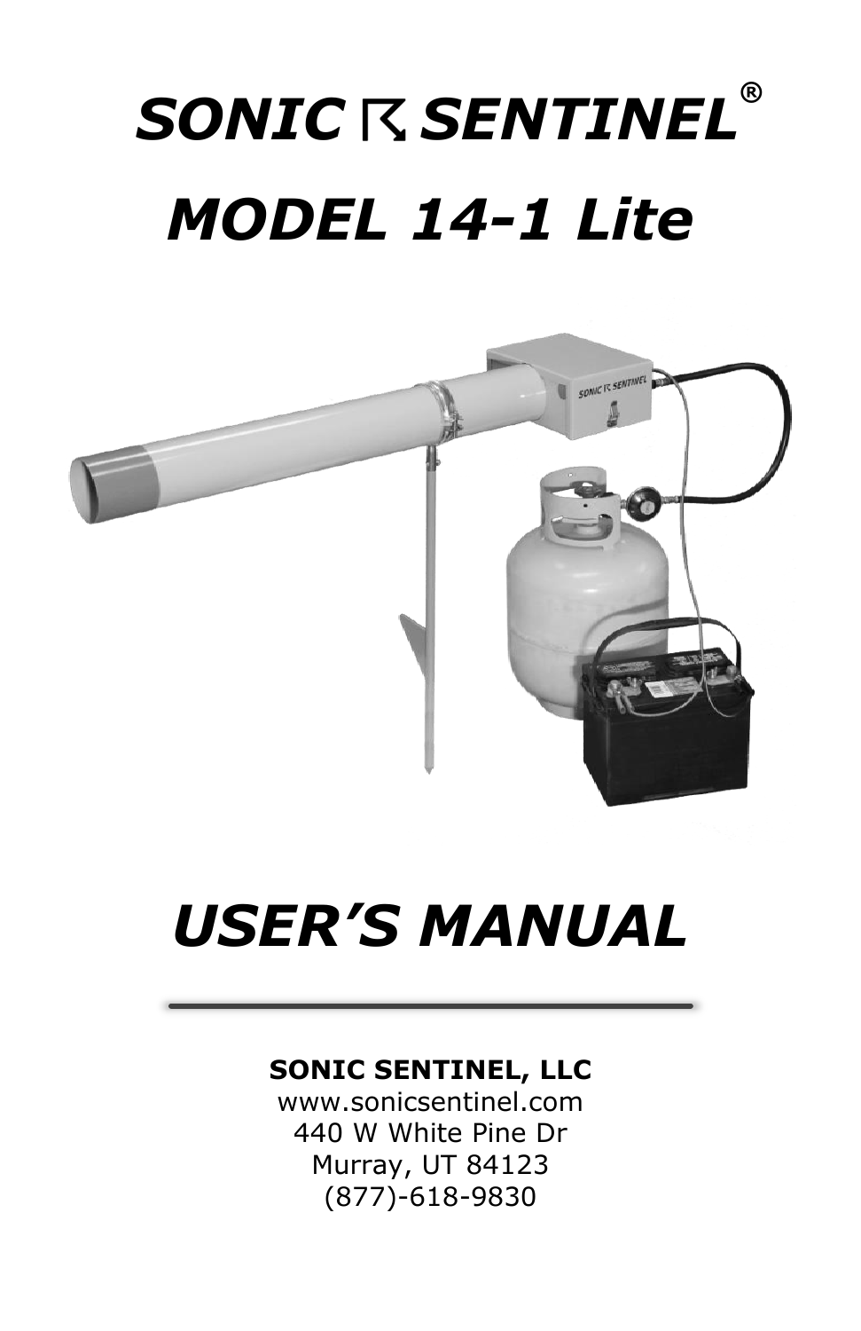# *SONIC SENTINEL®*

# *MODEL 14-1 Lite*

# *USER'S MANUAL*

---

**SONIC SENTINEL, LLC**
www.sonicsentinel.com
440 W White Pine Dr
Murray, UT 84123
(877)-618-9830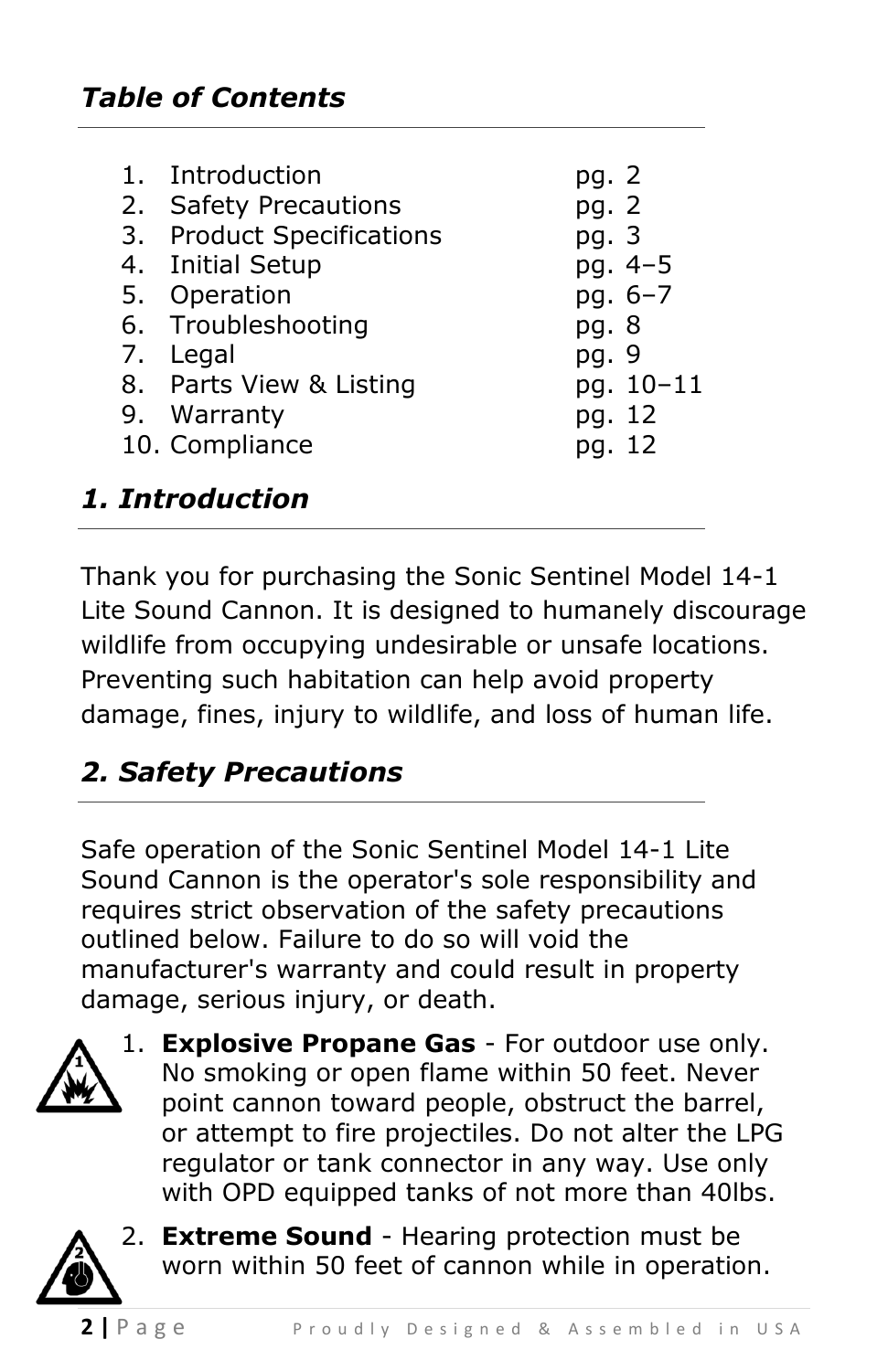## *Table of Contents*

| # | Section | Page |
|---|---|---|
| 1. | Introduction | pg. 2 |
| 2. | Safety Precautions | pg. 2 |
| 3. | Product Specifications | pg. 3 |
| 4. | Initial Setup | pg. 4–5 |
| 5. | Operation | pg. 6–7 |
| 6. | Troubleshooting | pg. 8 |
| 7. | Legal | pg. 9 |
| 8. | Parts View & Listing | pg. 10–11 |
| 9. | Warranty | pg. 12 |
| 10. | Compliance | pg. 12 |

## *1. Introduction*

Thank you for purchasing the Sonic Sentinel Model 14-1 Lite Sound Cannon. It is designed to humanely discourage wildlife from occupying undesirable or unsafe locations. Preventing such habitation can help avoid property damage, fines, injury to wildlife, and loss of human life.

## *2. Safety Precautions*

Safe operation of the Sonic Sentinel Model 14-1 Lite Sound Cannon is the operator's sole responsibility and requires strict observation of the safety precautions outlined below. Failure to do so will void the manufacturer's warranty and could result in property damage, serious injury, or death.

1. **Explosive Propane Gas** - For outdoor use only. No smoking or open flame within 50 feet. Never point cannon toward people, obstruct the barrel, or attempt to fire projectiles. Do not alter the LPG regulator or tank connector in any way. Use only with OPD equipped tanks of not more than 40lbs.
2. **Extreme Sound** - Hearing protection must be worn within 50 feet of cannon while in operation.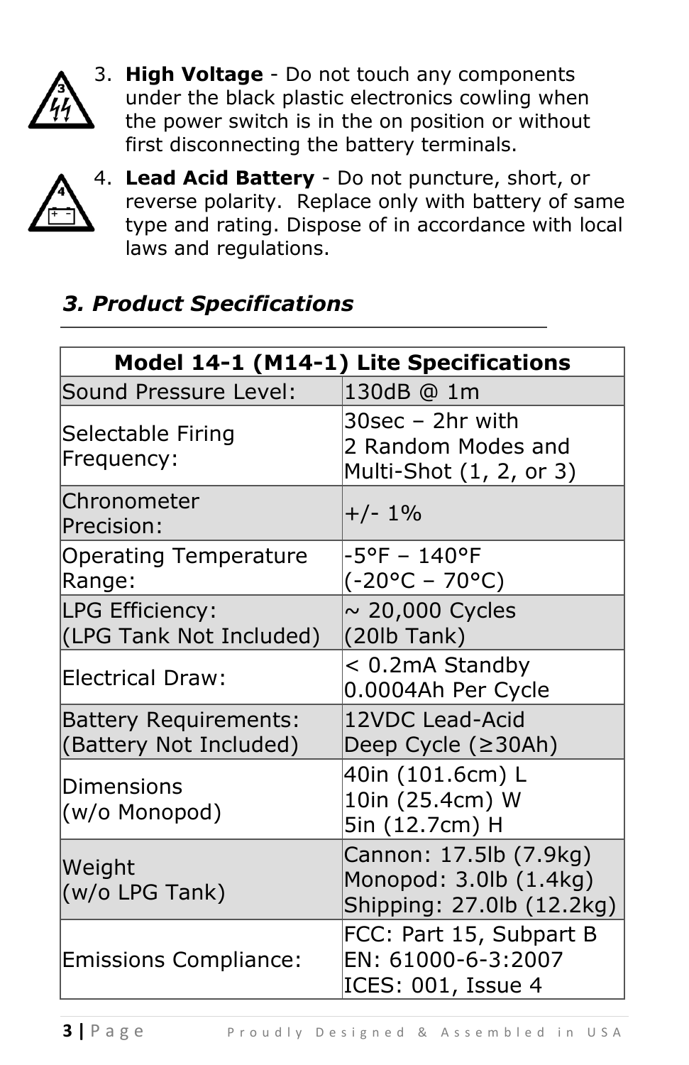3. **High Voltage** - Do not touch any components under the black plastic electronics cowling when the power switch is in the on position or without first disconnecting the battery terminals.

4. **Lead Acid Battery** - Do not puncture, short, or reverse polarity. Replace only with battery of same type and rating. Dispose of in accordance with local laws and regulations.

## *3. Product Specifications*

| **Model 14-1 (M14-1) Lite Specifications** | |
|---|---|
| Sound Pressure Level: | 130dB @ 1m |
| Selectable Firing Frequency: | 30sec – 2hr with 2 Random Modes and Multi-Shot (1, 2, or 3) |
| Chronometer Precision: | +/- 1% |
| Operating Temperature Range: | -5°F – 140°F (-20°C – 70°C) |
| LPG Efficiency: (LPG Tank Not Included) | ~ 20,000 Cycles (20lb Tank) |
| Electrical Draw: | < 0.2mA Standby 0.0004Ah Per Cycle |
| Battery Requirements: (Battery Not Included) | 12VDC Lead-Acid Deep Cycle (≥30Ah) |
| Dimensions (w/o Monopod) | 40in (101.6cm) L 10in (25.4cm) W 5in (12.7cm) H |
| Weight (w/o LPG Tank) | Cannon: 17.5lb (7.9kg) Monopod: 3.0lb (1.4kg) Shipping: 27.0lb (12.2kg) |
| Emissions Compliance: | FCC: Part 15, Subpart B EN: 61000-6-3:2007 ICES: 001, Issue 4 |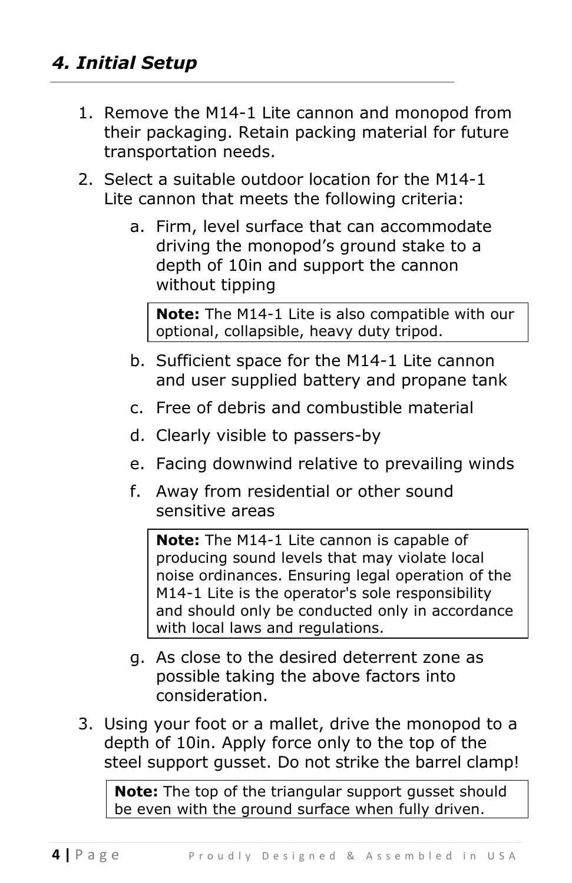## *4. Initial Setup*

1. Remove the M14-1 Lite cannon and monopod from their packaging. Retain packing material for future transportation needs.
2. Select a suitable outdoor location for the M14-1 Lite cannon that meets the following criteria:
   a. Firm, level surface that can accommodate driving the monopod's ground stake to a depth of 10in and support the cannon without tipping

      > **Note:** The M14-1 Lite is also compatible with our optional, collapsible, heavy duty tripod.

   b. Sufficient space for the M14-1 Lite cannon and user supplied battery and propane tank
   c. Free of debris and combustible material
   d. Clearly visible to passers-by
   e. Facing downwind relative to prevailing winds
   f. Away from residential or other sound sensitive areas

      > **Note:** The M14-1 Lite cannon is capable of producing sound levels that may violate local noise ordinances. Ensuring legal operation of the M14-1 Lite is the operator's sole responsibility and should only be conducted only in accordance with local laws and regulations.

   g. As close to the desired deterrent zone as possible taking the above factors into consideration.
3. Using your foot or a mallet, drive the monopod to a depth of 10in. Apply force only to the top of the steel support gusset. Do not strike the barrel clamp!

   > **Note:** The top of the triangular support gusset should be even with the ground surface when fully driven.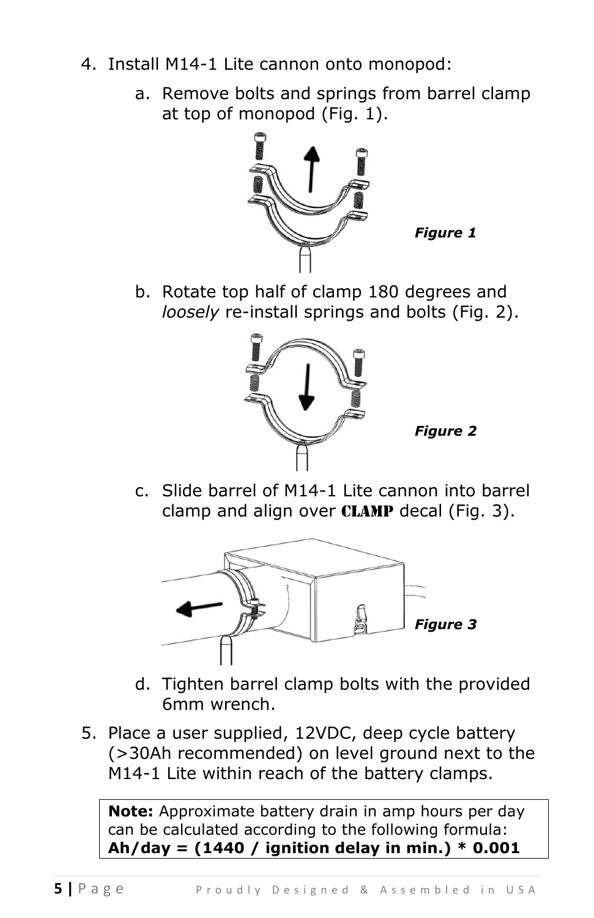4. Install M14-1 Lite cannon onto monopod:
   a. Remove bolts and springs from barrel clamp at top of monopod (Fig. 1).

      ***Figure 1***

   b. Rotate top half of clamp 180 degrees and *loosely* re-install springs and bolts (Fig. 2).

      ***Figure 2***

   c. Slide barrel of M14-1 Lite cannon into barrel clamp and align over **CLAMP** decal (Fig. 3).

      ***Figure 3***

   d. Tighten barrel clamp bolts with the provided 6mm wrench.

5. Place a user supplied, 12VDC, deep cycle battery (>30Ah recommended) on level ground next to the M14-1 Lite within reach of the battery clamps.

> **Note:** Approximate battery drain in amp hours per day can be calculated according to the following formula:
> **Ah/day = (1440 / ignition delay in min.) * 0.001**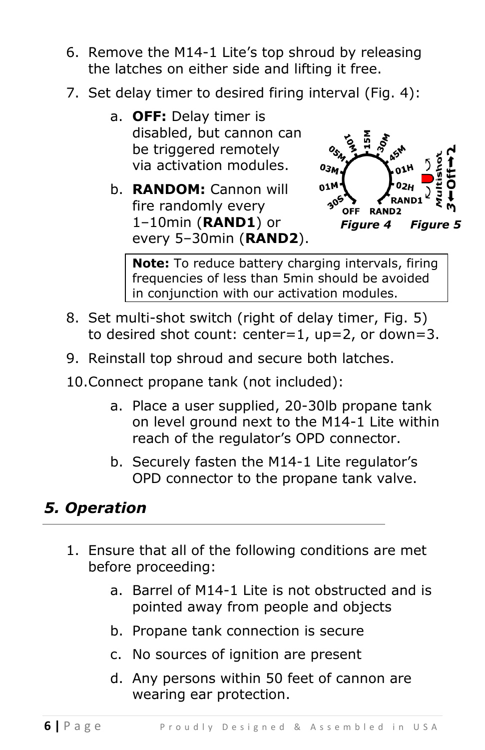6. Remove the M14-1 Lite's top shroud by releasing the latches on either side and lifting it free.
7. Set delay timer to desired firing interval (Fig. 4):
    a. **OFF:** Delay timer is disabled, but cannon can be triggered remotely via activation modules.
    b. **RANDOM:** Cannon will fire randomly every 1–10min (**RAND1**) or every 5–30min (**RAND2**).

*Figure 4* *Figure 5*

> **Note:** To reduce battery charging intervals, firing frequencies of less than 5min should be avoided in conjunction with our activation modules.

8. Set multi-shot switch (right of delay timer, Fig. 5) to desired shot count: center=1, up=2, or down=3.
9. Reinstall top shroud and secure both latches.
10. Connect propane tank (not included):
    a. Place a user supplied, 20-30lb propane tank on level ground next to the M14-1 Lite within reach of the regulator's OPD connector.
    b. Securely fasten the M14-1 Lite regulator's OPD connector to the propane tank valve.

## *5. Operation*

1. Ensure that all of the following conditions are met before proceeding:
    a. Barrel of M14-1 Lite is not obstructed and is pointed away from people and objects
    b. Propane tank connection is secure
    c. No sources of ignition are present
    d. Any persons within 50 feet of cannon are wearing ear protection.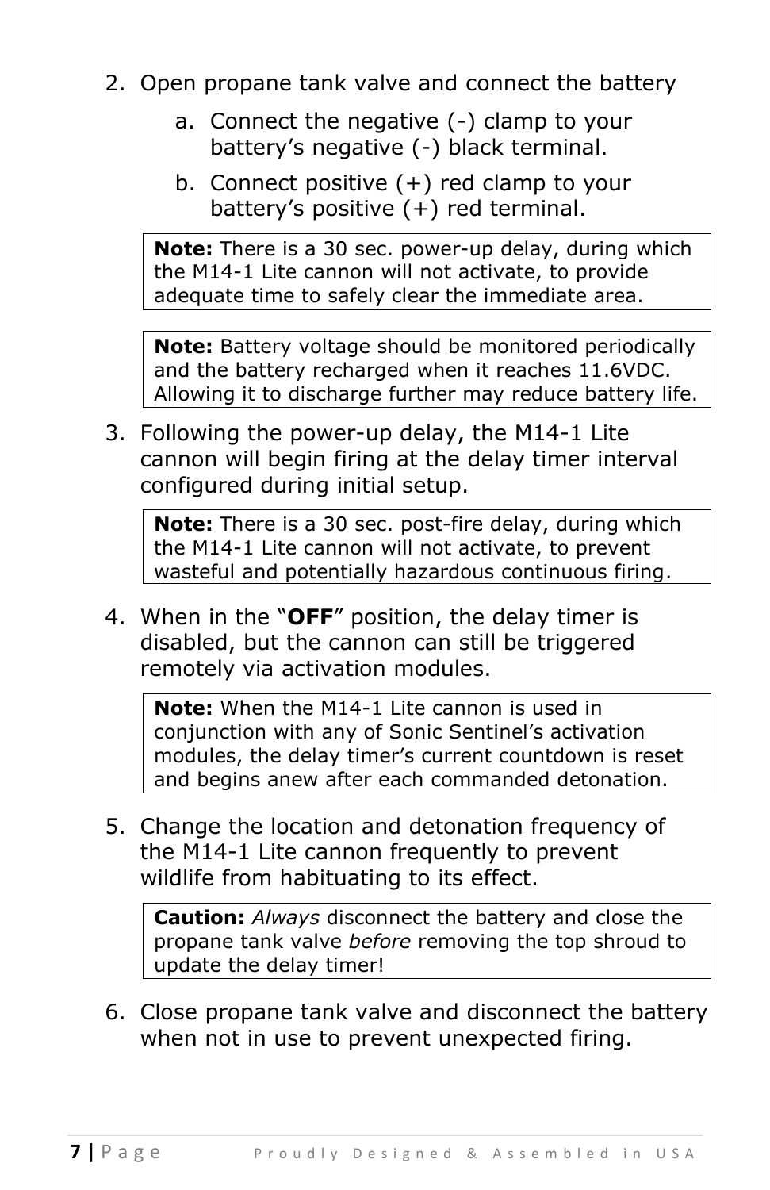2. Open propane tank valve and connect the battery
    a. Connect the negative (-) clamp to your battery's negative (-) black terminal.
    b. Connect positive (+) red clamp to your battery's positive (+) red terminal.

> **Note:** There is a 30 sec. power-up delay, during which the M14-1 Lite cannon will not activate, to provide adequate time to safely clear the immediate area.

> **Note:** Battery voltage should be monitored periodically and the battery recharged when it reaches 11.6VDC. Allowing it to discharge further may reduce battery life.

3. Following the power-up delay, the M14-1 Lite cannon will begin firing at the delay timer interval configured during initial setup.

> **Note:** There is a 30 sec. post-fire delay, during which the M14-1 Lite cannon will not activate, to prevent wasteful and potentially hazardous continuous firing.

4. When in the "**OFF**" position, the delay timer is disabled, but the cannon can still be triggered remotely via activation modules.

> **Note:** When the M14-1 Lite cannon is used in conjunction with any of Sonic Sentinel's activation modules, the delay timer's current countdown is reset and begins anew after each commanded detonation.

5. Change the location and detonation frequency of the M14-1 Lite cannon frequently to prevent wildlife from habituating to its effect.

> **Caution:** *Always* disconnect the battery and close the propane tank valve *before* removing the top shroud to update the delay timer!

6. Close propane tank valve and disconnect the battery when not in use to prevent unexpected firing.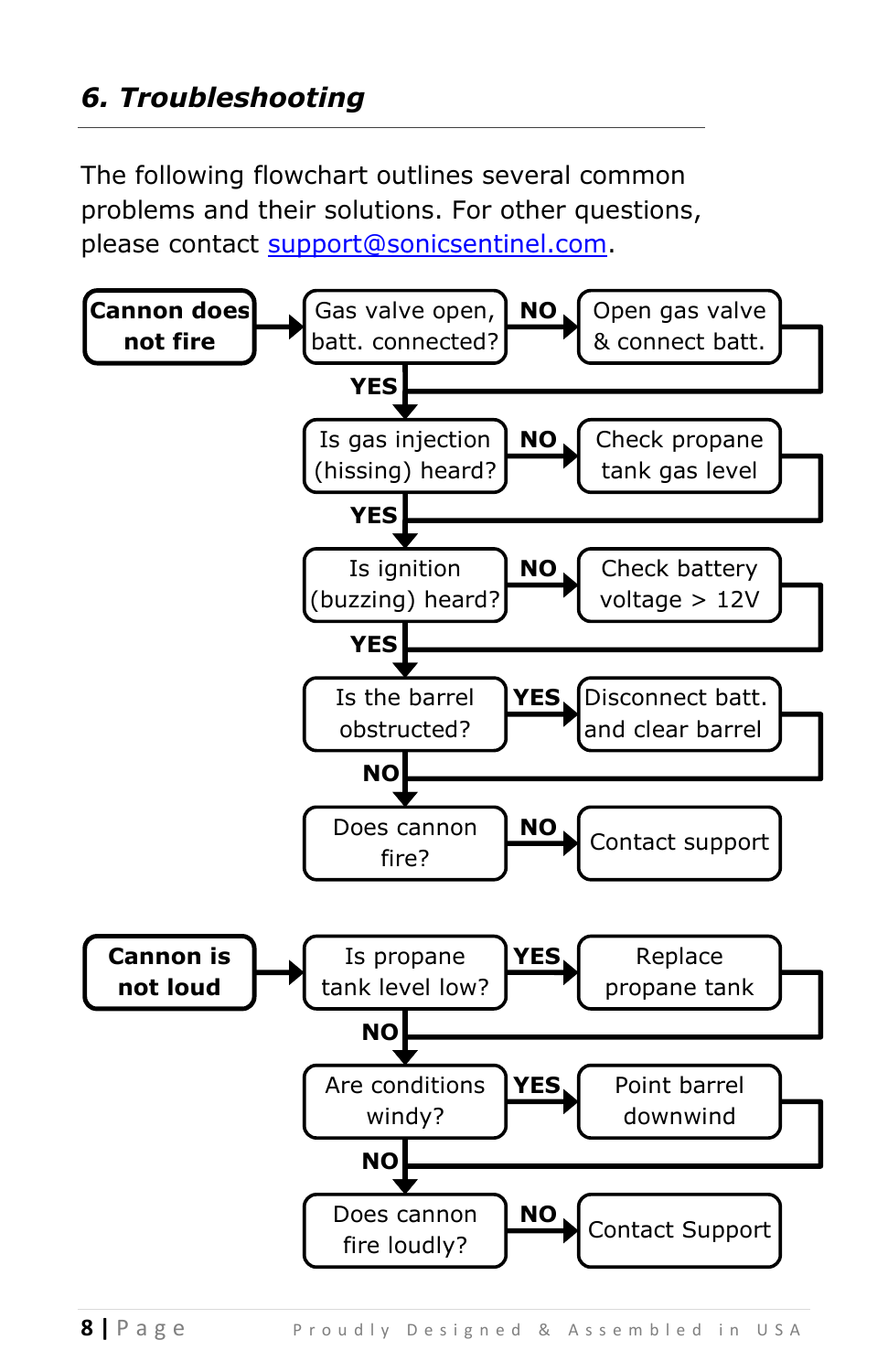## *6. Troubleshooting*

The following flowchart outlines several common problems and their solutions. For other questions, please contact support@sonicsentinel.com.

**Cannon does not fire**

- Gas valve open, batt. connected?
  - NO → Open gas valve & connect batt.
  - YES ↓
- Is gas injection (hissing) heard?
  - NO → Check propane tank gas level
  - YES ↓
- Is ignition (buzzing) heard?
  - NO → Check battery voltage > 12V
  - YES ↓
- Is the barrel obstructed?
  - YES → Disconnect batt. and clear barrel
  - NO ↓
- Does cannon fire?
  - NO → Contact support

**Cannon is not loud**

- Is propane tank level low?
  - YES → Replace propane tank
  - NO ↓
- Are conditions windy?
  - YES → Point barrel downwind
  - NO ↓
- Does cannon fire loudly?
  - NO → Contact Support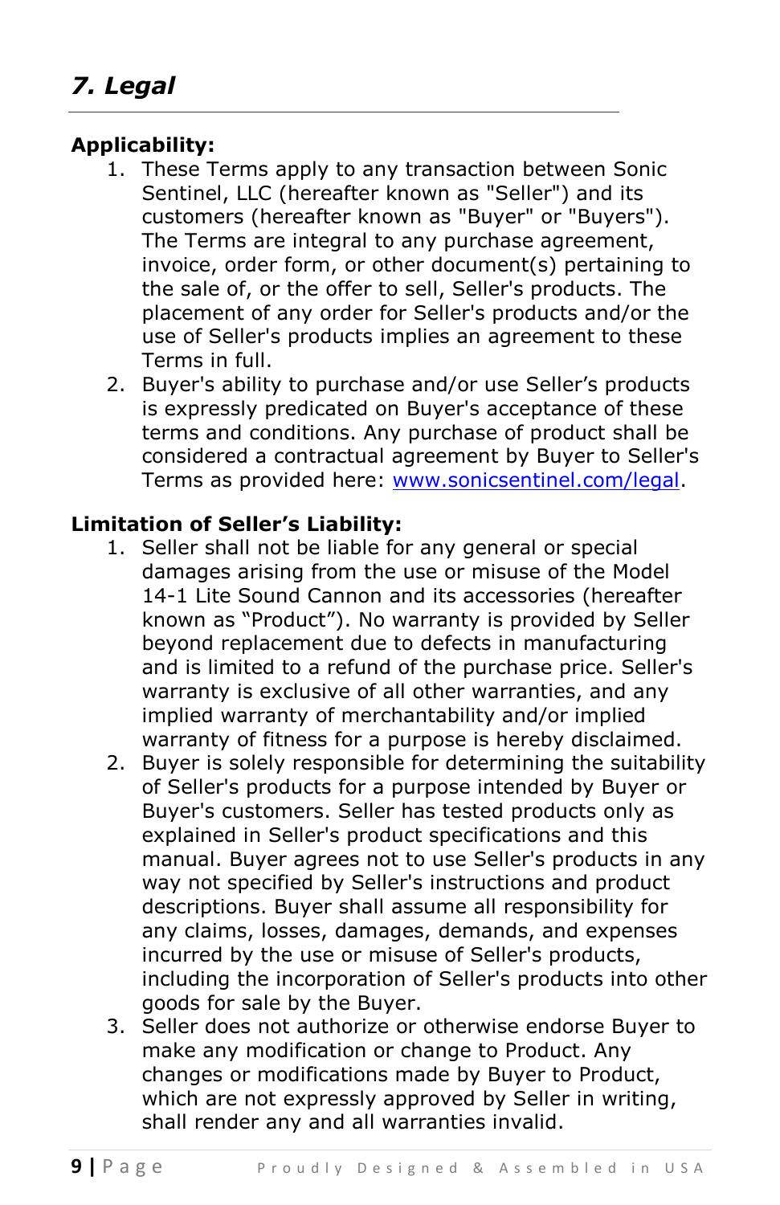## *7. Legal*

**Applicability:**

1. These Terms apply to any transaction between Sonic Sentinel, LLC (hereafter known as "Seller") and its customers (hereafter known as "Buyer" or "Buyers"). The Terms are integral to any purchase agreement, invoice, order form, or other document(s) pertaining to the sale of, or the offer to sell, Seller's products. The placement of any order for Seller's products and/or the use of Seller's products implies an agreement to these Terms in full.
2. Buyer's ability to purchase and/or use Seller’s products is expressly predicated on Buyer's acceptance of these terms and conditions. Any purchase of product shall be considered a contractual agreement by Buyer to Seller's Terms as provided here: [www.sonicsentinel.com/legal](http://www.sonicsentinel.com/legal).

**Limitation of Seller’s Liability:**

1. Seller shall not be liable for any general or special damages arising from the use or misuse of the Model 14-1 Lite Sound Cannon and its accessories (hereafter known as “Product”). No warranty is provided by Seller beyond replacement due to defects in manufacturing and is limited to a refund of the purchase price. Seller's warranty is exclusive of all other warranties, and any implied warranty of merchantability and/or implied warranty of fitness for a purpose is hereby disclaimed.
2. Buyer is solely responsible for determining the suitability of Seller's products for a purpose intended by Buyer or Buyer's customers. Seller has tested products only as explained in Seller's product specifications and this manual. Buyer agrees not to use Seller's products in any way not specified by Seller's instructions and product descriptions. Buyer shall assume all responsibility for any claims, losses, damages, demands, and expenses incurred by the use or misuse of Seller's products, including the incorporation of Seller's products into other goods for sale by the Buyer.
3. Seller does not authorize or otherwise endorse Buyer to make any modification or change to Product. Any changes or modifications made by Buyer to Product, which are not expressly approved by Seller in writing, shall render any and all warranties invalid.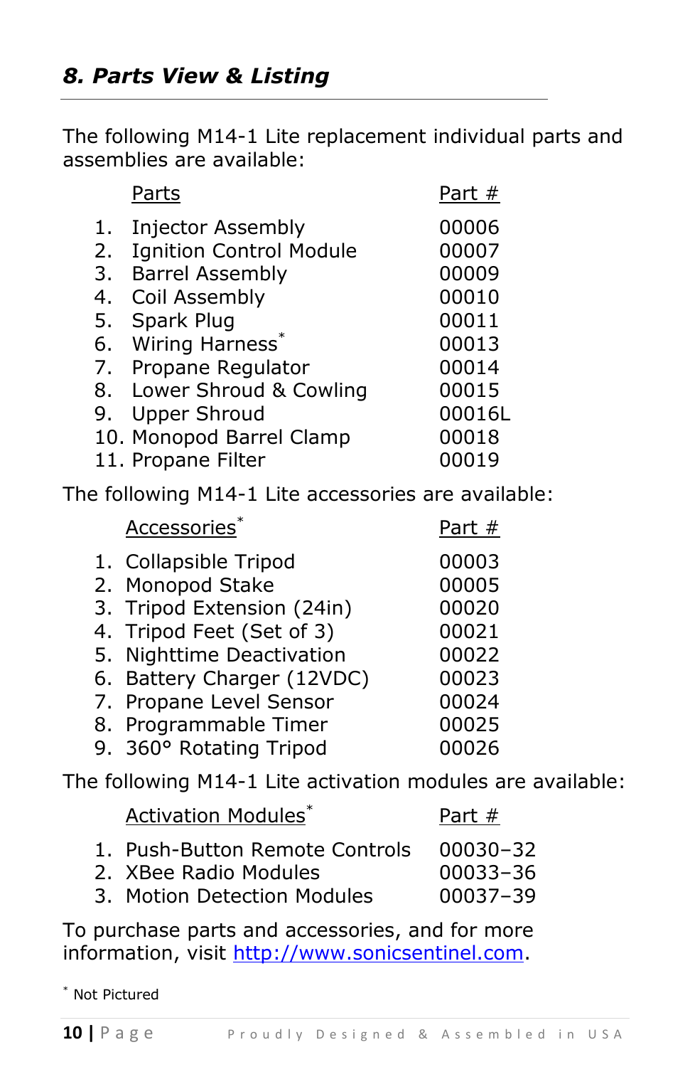## *8. Parts View & Listing*

The following M14-1 Lite replacement individual parts and assemblies are available:

| | Parts | Part # |
|---|---|---|
| 1. | Injector Assembly | 00006 |
| 2. | Ignition Control Module | 00007 |
| 3. | Barrel Assembly | 00009 |
| 4. | Coil Assembly | 00010 |
| 5. | Spark Plug | 00011 |
| 6. | Wiring Harness* | 00013 |
| 7. | Propane Regulator | 00014 |
| 8. | Lower Shroud & Cowling | 00015 |
| 9. | Upper Shroud | 00016L |
| 10. | Monopod Barrel Clamp | 00018 |
| 11. | Propane Filter | 00019 |

The following M14-1 Lite accessories are available:

| | Accessories* | Part # |
|---|---|---|
| 1. | Collapsible Tripod | 00003 |
| 2. | Monopod Stake | 00005 |
| 3. | Tripod Extension (24in) | 00020 |
| 4. | Tripod Feet (Set of 3) | 00021 |
| 5. | Nighttime Deactivation | 00022 |
| 6. | Battery Charger (12VDC) | 00023 |
| 7. | Propane Level Sensor | 00024 |
| 8. | Programmable Timer | 00025 |
| 9. | 360° Rotating Tripod | 00026 |

The following M14-1 Lite activation modules are available:

| | Activation Modules* | Part # |
|---|---|---|
| 1. | Push-Button Remote Controls | 00030–32 |
| 2. | XBee Radio Modules | 00033–36 |
| 3. | Motion Detection Modules | 00037–39 |

To purchase parts and accessories, and for more information, visit http://www.sonicsentinel.com.

\* Not Pictured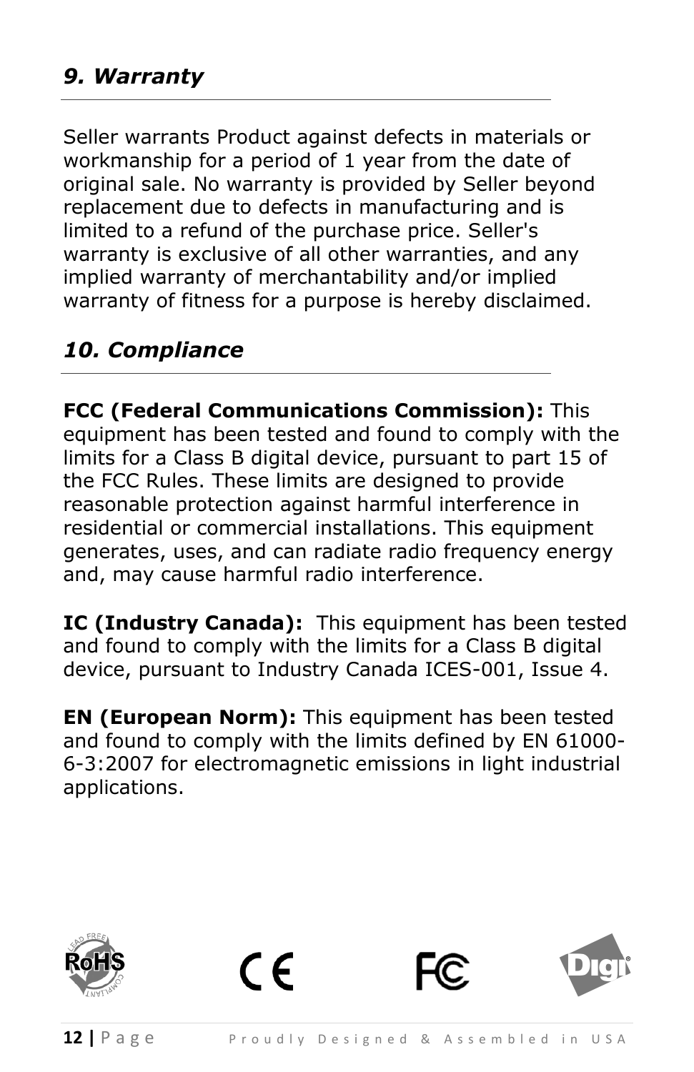## *9. Warranty*

Seller warrants Product against defects in materials or workmanship for a period of 1 year from the date of original sale. No warranty is provided by Seller beyond replacement due to defects in manufacturing and is limited to a refund of the purchase price. Seller's warranty is exclusive of all other warranties, and any implied warranty of merchantability and/or implied warranty of fitness for a purpose is hereby disclaimed.

## *10. Compliance*

**FCC (Federal Communications Commission):** This equipment has been tested and found to comply with the limits for a Class B digital device, pursuant to part 15 of the FCC Rules. These limits are designed to provide reasonable protection against harmful interference in residential or commercial installations. This equipment generates, uses, and can radiate radio frequency energy and, may cause harmful radio interference.

**IC (Industry Canada):** This equipment has been tested and found to comply with the limits for a Class B digital device, pursuant to Industry Canada ICES-001, Issue 4.

**EN (European Norm):** This equipment has been tested and found to comply with the limits defined by EN 61000-6-3:2007 for electromagnetic emissions in light industrial applications.